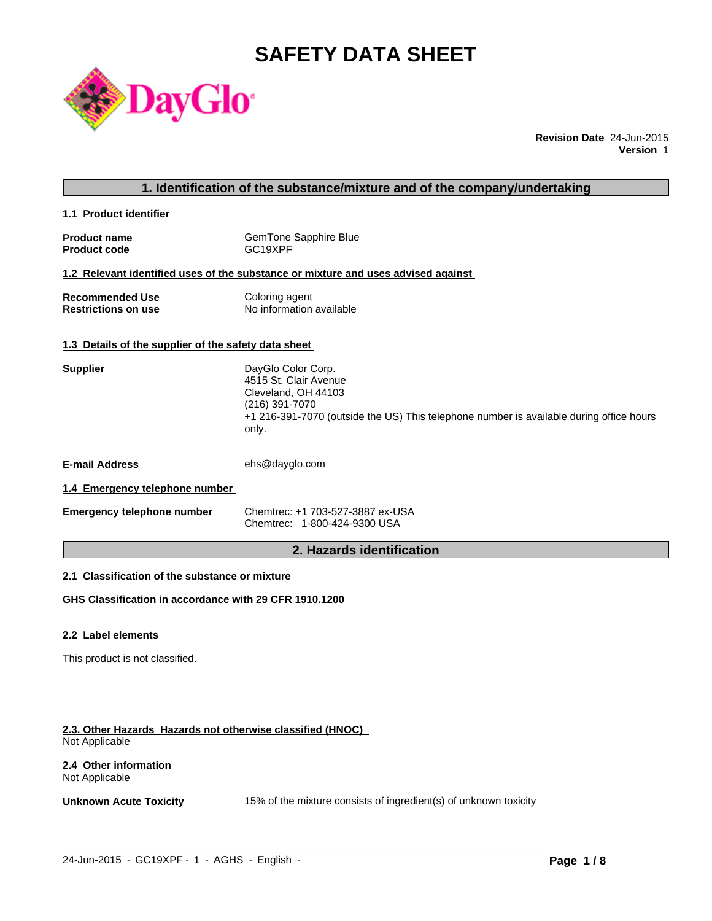# SAFETY DATA SHEET

**Revision Date** 24-Jun-2015
**Version** 1

## 1. Identification of the substance/mixture and of the company/undertaking

### 1.1 Product identifier

| | |
|---|---|
| **Product name** | GemTone Sapphire Blue |
| **Product code** | GC19XPF |

### 1.2 Relevant identified uses of the substance or mixture and uses advised against

| | |
|---|---|
| **Recommended Use** | Coloring agent |
| **Restrictions on use** | No information available |

### 1.3 Details of the supplier of the safety data sheet

**Supplier**

DayGlo Color Corp.
4515 St. Clair Avenue
Cleveland, OH 44103
(216) 391-7070
+1 216-391-7070 (outside the US) This telephone number is available during office hours only.

**E-mail Address** ehs@dayglo.com

### 1.4 Emergency telephone number

**Emergency telephone number**

Chemtrec: +1 703-527-3887 ex-USA
Chemtrec: 1-800-424-9300 USA

## 2. Hazards identification

### 2.1 Classification of the substance or mixture

**GHS Classification in accordance with 29 CFR 1910.1200**

### 2.2 Label elements

This product is not classified.

### 2.3. Other Hazards Hazards not otherwise classified (HNOC)

Not Applicable

### 2.4 Other information

Not Applicable

**Unknown Acute Toxicity** 15% of the mixture consists of ingredient(s) of unknown toxicity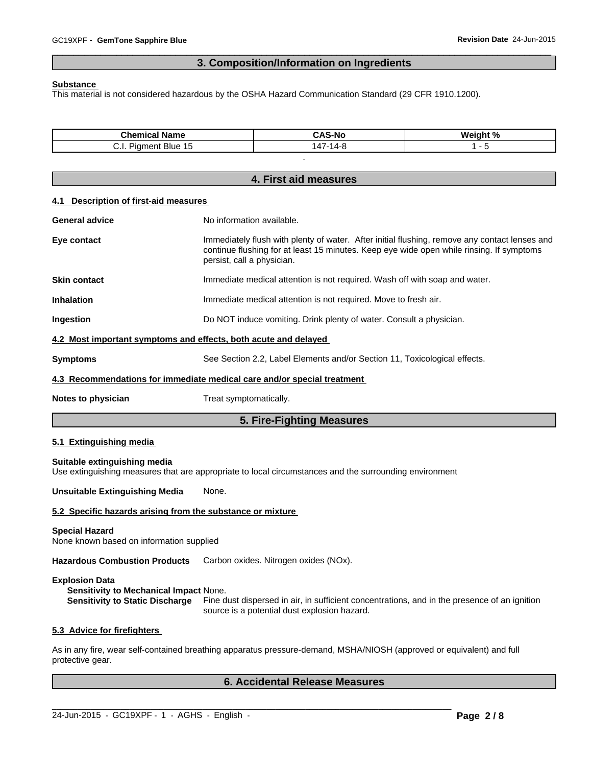## 3. Composition/Information on Ingredients

**Substance**

This material is not considered hazardous by the OSHA Hazard Communication Standard (29 CFR 1910.1200).

| Chemical Name | CAS-No | Weight % |
|---|---|---|
| C.I. Pigment Blue 15 | 147-14-8 | 1 - 5 |

.

## 4. First aid measures

### 4.1 Description of first-aid measures

**General advice** No information available.

**Eye contact** Immediately flush with plenty of water. After initial flushing, remove any contact lenses and continue flushing for at least 15 minutes. Keep eye wide open while rinsing. If symptoms persist, call a physician.

**Skin contact** Immediate medical attention is not required. Wash off with soap and water.

**Inhalation** Immediate medical attention is not required. Move to fresh air.

**Ingestion** Do NOT induce vomiting. Drink plenty of water. Consult a physician.

### 4.2 Most important symptoms and effects, both acute and delayed

**Symptoms** See Section 2.2, Label Elements and/or Section 11, Toxicological effects.

### 4.3 Recommendations for immediate medical care and/or special treatment

**Notes to physician** Treat symptomatically.

## 5. Fire-Fighting Measures

### 5.1 Extinguishing media

**Suitable extinguishing media**

Use extinguishing measures that are appropriate to local circumstances and the surrounding environment

**Unsuitable Extinguishing Media** None.

### 5.2 Specific hazards arising from the substance or mixture

**Special Hazard**

None known based on information supplied

**Hazardous Combustion Products** Carbon oxides. Nitrogen oxides (NOx).

**Explosion Data**

**Sensitivity to Mechanical Impact** None.

**Sensitivity to Static Discharge** Fine dust dispersed in air, in sufficient concentrations, and in the presence of an ignition source is a potential dust explosion hazard.

### 5.3 Advice for firefighters

As in any fire, wear self-contained breathing apparatus pressure-demand, MSHA/NIOSH (approved or equivalent) and full protective gear.

## 6. Accidental Release Measures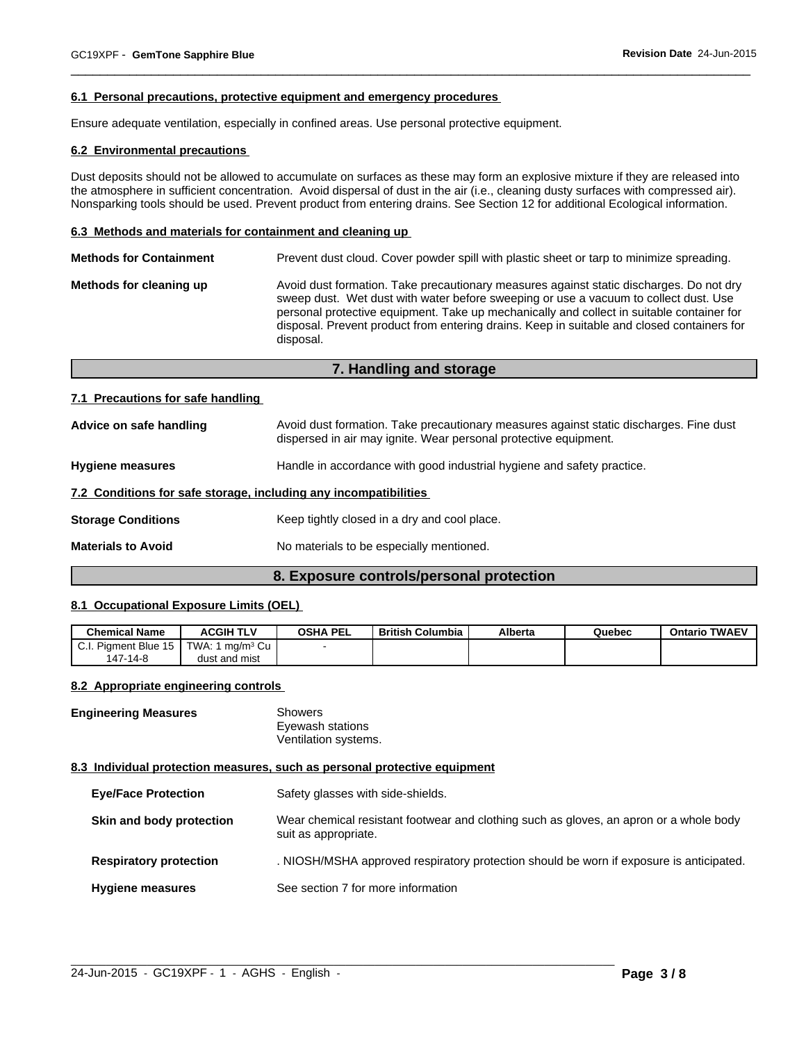#### 6.1 Personal precautions, protective equipment and emergency procedures

Ensure adequate ventilation, especially in confined areas. Use personal protective equipment.

#### 6.2 Environmental precautions

Dust deposits should not be allowed to accumulate on surfaces as these may form an explosive mixture if they are released into the atmosphere in sufficient concentration. Avoid dispersal of dust in the air (i.e., cleaning dusty surfaces with compressed air). Nonsparking tools should be used. Prevent product from entering drains. See Section 12 for additional Ecological information.

#### 6.3 Methods and materials for containment and cleaning up

**Methods for Containment** Prevent dust cloud. Cover powder spill with plastic sheet or tarp to minimize spreading.

**Methods for cleaning up** Avoid dust formation. Take precautionary measures against static discharges. Do not dry sweep dust. Wet dust with water before sweeping or use a vacuum to collect dust. Use personal protective equipment. Take up mechanically and collect in suitable container for disposal. Prevent product from entering drains. Keep in suitable and closed containers for disposal.

## 7. Handling and storage

#### 7.1 Precautions for safe handling

**Advice on safe handling** Avoid dust formation. Take precautionary measures against static discharges. Fine dust dispersed in air may ignite. Wear personal protective equipment.

**Hygiene measures** Handle in accordance with good industrial hygiene and safety practice.

#### 7.2 Conditions for safe storage, including any incompatibilities

**Storage Conditions** Keep tightly closed in a dry and cool place.

**Materials to Avoid** No materials to be especially mentioned.

## 8. Exposure controls/personal protection

#### 8.1 Occupational Exposure Limits (OEL)

| Chemical Name | ACGIH TLV | OSHA PEL | British Columbia | Alberta | Quebec | Ontario TWAEV |
|---|---|---|---|---|---|---|
| C.I. Pigment Blue 15<br>147-14-8 | TWA: 1 mg/m³ Cu<br>dust and mist | - | | | | |

#### 8.2 Appropriate engineering controls

**Engineering Measures** Showers
Eyewash stations
Ventilation systems.

#### 8.3 Individual protection measures, such as personal protective equipment

**Eye/Face Protection** Safety glasses with side-shields.

**Skin and body protection** Wear chemical resistant footwear and clothing such as gloves, an apron or a whole body suit as appropriate.

**Respiratory protection** . NIOSH/MSHA approved respiratory protection should be worn if exposure is anticipated.

**Hygiene measures** See section 7 for more information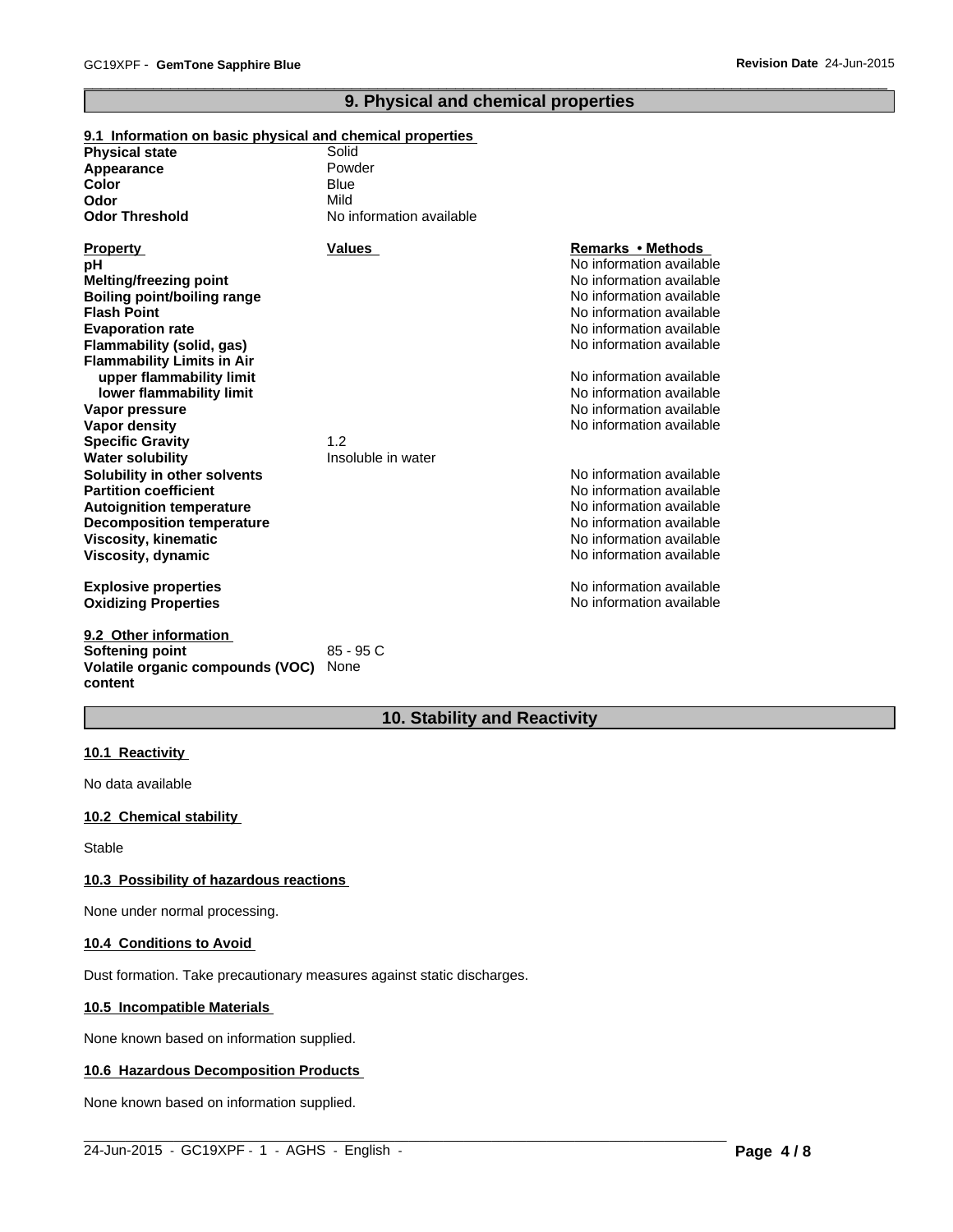## 9. Physical and chemical properties

### 9.1 Information on basic physical and chemical properties

| | |
|---|---|
| **Physical state** | Solid |
| **Appearance** | Powder |
| **Color** | Blue |
| **Odor** | Mild |
| **Odor Threshold** | No information available |

| **Property** | **Values** | **Remarks • Methods** |
|---|---|---|
| **pH** | | No information available |
| **Melting/freezing point** | | No information available |
| **Boiling point/boiling range** | | No information available |
| **Flash Point** | | No information available |
| **Evaporation rate** | | No information available |
| **Flammability (solid, gas)** | | No information available |
| **Flammability Limits in Air** | | |
| **upper flammability limit** | | No information available |
| **lower flammability limit** | | No information available |
| **Vapor pressure** | | No information available |
| **Vapor density** | | No information available |
| **Specific Gravity** | 1.2 | |
| **Water solubility** | Insoluble in water | |
| **Solubility in other solvents** | | No information available |
| **Partition coefficient** | | No information available |
| **Autoignition temperature** | | No information available |
| **Decomposition temperature** | | No information available |
| **Viscosity, kinematic** | | No information available |
| **Viscosity, dynamic** | | No information available |
| **Explosive properties** | | No information available |
| **Oxidizing Properties** | | No information available |

### 9.2 Other information

| | |
|---|---|
| **Softening point** | 85 - 95 C |
| **Volatile organic compounds (VOC) content** | None |

## 10. Stability and Reactivity

### 10.1 Reactivity

No data available

### 10.2 Chemical stability

Stable

### 10.3 Possibility of hazardous reactions

None under normal processing.

### 10.4 Conditions to Avoid

Dust formation. Take precautionary measures against static discharges.

### 10.5 Incompatible Materials

None known based on information supplied.

### 10.6 Hazardous Decomposition Products

None known based on information supplied.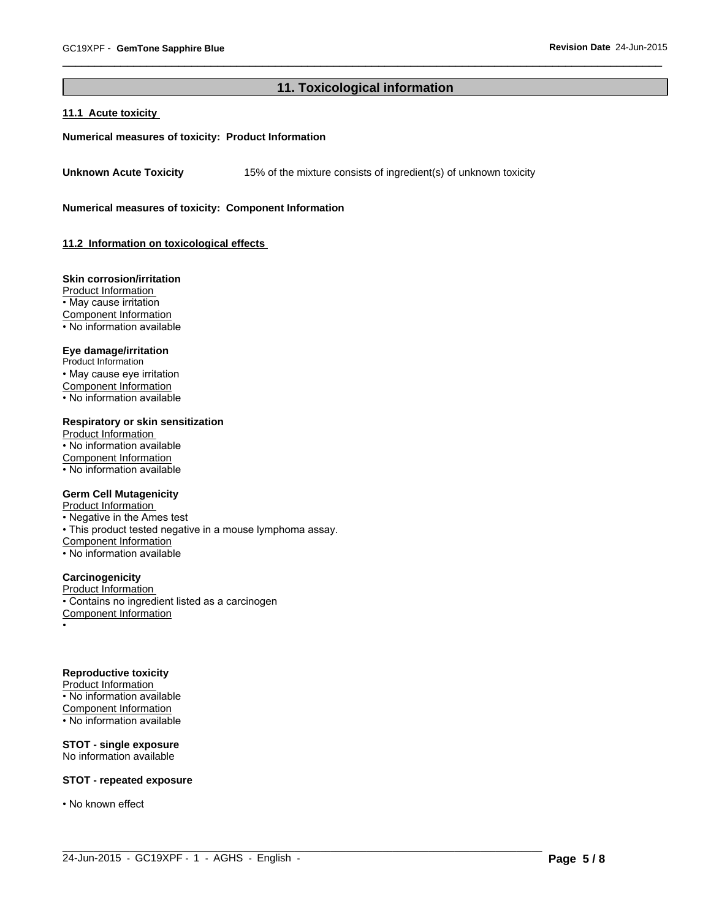## 11. Toxicological information

### 11.1 Acute toxicity

**Numerical measures of toxicity: Product Information**

**Unknown Acute Toxicity** 15% of the mixture consists of ingredient(s) of unknown toxicity

**Numerical measures of toxicity: Component Information**

### 11.2 Information on toxicological effects

**Skin corrosion/irritation**

Product Information

- May cause irritation

Component Information

- No information available

**Eye damage/irritation**

Product Information

- May cause eye irritation

Component Information

- No information available

**Respiratory or skin sensitization**

Product Information

- No information available

Component Information

- No information available

**Germ Cell Mutagenicity**

Product Information

- Negative in the Ames test
- This product tested negative in a mouse lymphoma assay.

Component Information

- No information available

**Carcinogenicity**

Product Information

- Contains no ingredient listed as a carcinogen

Component Information

•

**Reproductive toxicity**

Product Information

- No information available

Component Information

- No information available

**STOT - single exposure**

No information available

**STOT - repeated exposure**

- No known effect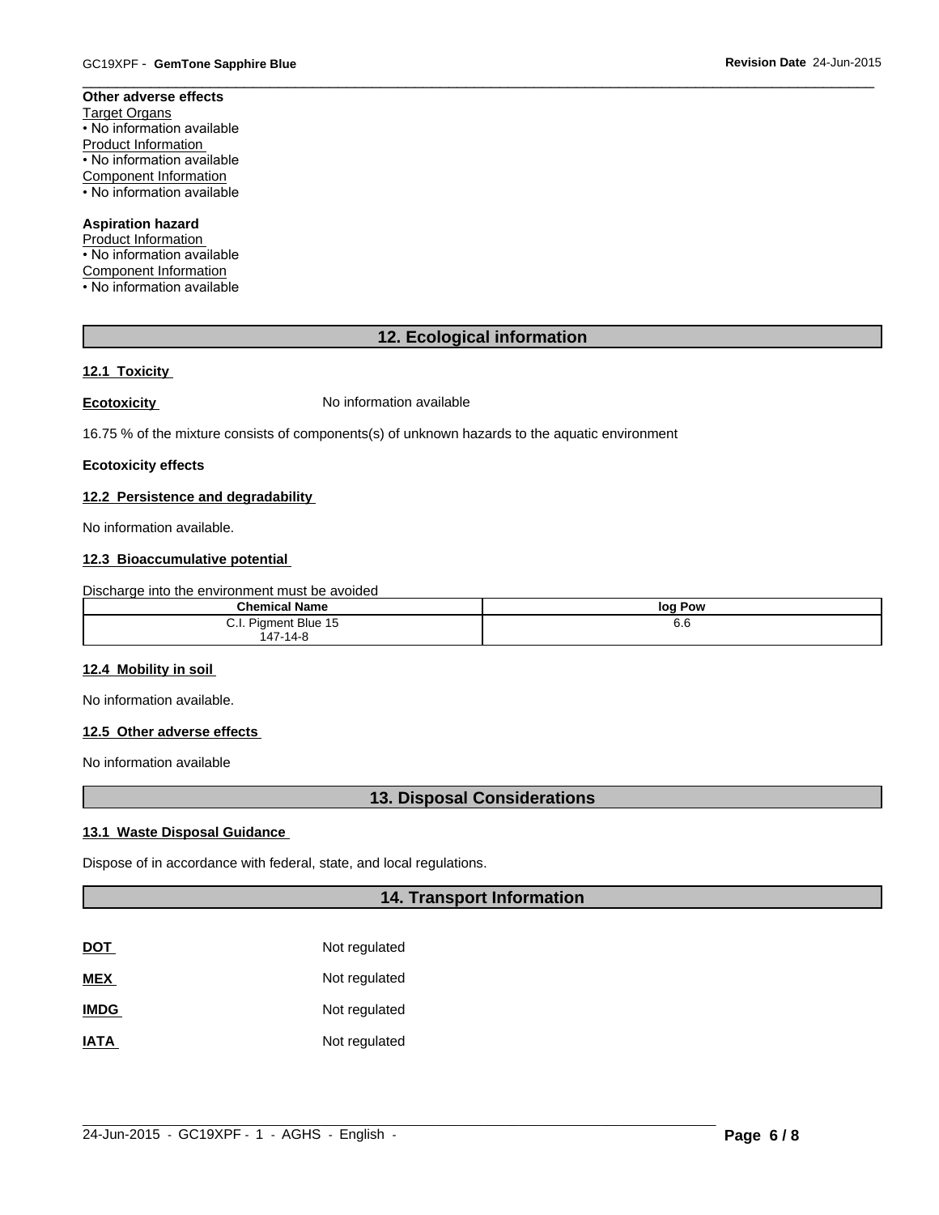**Other adverse effects**

Target Organs

- No information available

Product Information

- No information available

Component Information

- No information available

**Aspiration hazard**

Product Information

- No information available

Component Information

- No information available

## 12. Ecological information

### 12.1 Toxicity

**Ecotoxicity** No information available

16.75 % of the mixture consists of components(s) of unknown hazards to the aquatic environment

**Ecotoxicity effects**

### 12.2 Persistence and degradability

No information available.

### 12.3 Bioaccumulative potential

Discharge into the environment must be avoided

| Chemical Name | log Pow |
|---|---|
| C.I. Pigment Blue 15<br>147-14-8 | 6.6 |

### 12.4 Mobility in soil

No information available.

### 12.5 Other adverse effects

No information available

## 13. Disposal Considerations

### 13.1 Waste Disposal Guidance

Dispose of in accordance with federal, state, and local regulations.

## 14. Transport Information

**DOT** Not regulated

**MEX** Not regulated

**IMDG** Not regulated

**IATA** Not regulated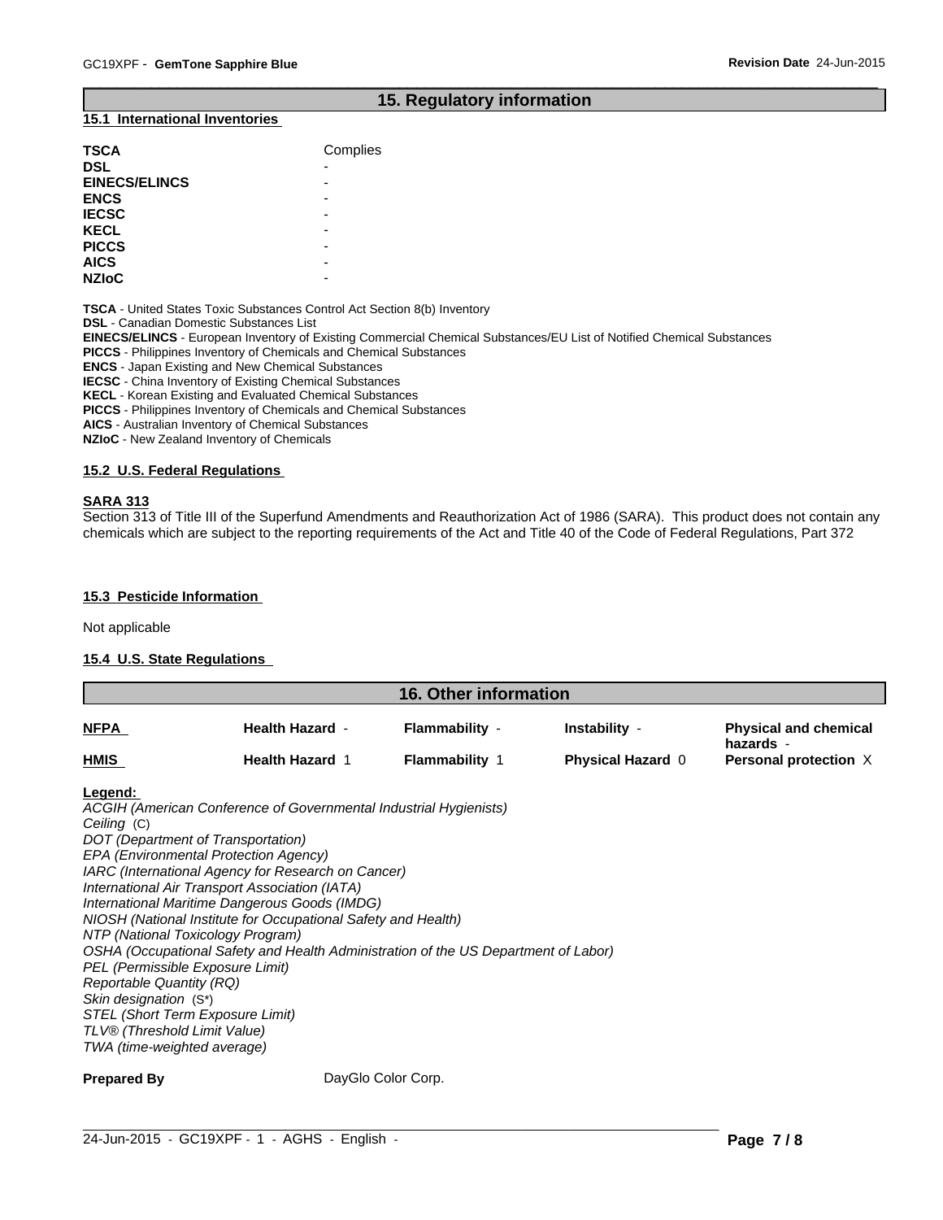## 15. Regulatory information

### 15.1 International Inventories

| | |
|---|---|
| **TSCA** | Complies |
| **DSL** | - |
| **EINECS/ELINCS** | - |
| **ENCS** | - |
| **IECSC** | - |
| **KECL** | - |
| **PICCS** | - |
| **AICS** | - |
| **NZIoC** | - |

**TSCA** - United States Toxic Substances Control Act Section 8(b) Inventory
**DSL** - Canadian Domestic Substances List
**EINECS/ELINCS** - European Inventory of Existing Commercial Chemical Substances/EU List of Notified Chemical Substances
**PICCS** - Philippines Inventory of Chemicals and Chemical Substances
**ENCS** - Japan Existing and New Chemical Substances
**IECSC** - China Inventory of Existing Chemical Substances
**KECL** - Korean Existing and Evaluated Chemical Substances
**PICCS** - Philippines Inventory of Chemicals and Chemical Substances
**AICS** - Australian Inventory of Chemical Substances
**NZIoC** - New Zealand Inventory of Chemicals

### 15.2 U.S. Federal Regulations

**SARA 313**
Section 313 of Title III of the Superfund Amendments and Reauthorization Act of 1986 (SARA). This product does not contain any chemicals which are subject to the reporting requirements of the Act and Title 40 of the Code of Federal Regulations, Part 372

### 15.3 Pesticide Information

Not applicable

### 15.4 U.S. State Regulations

## 16. Other information

| | | | | |
|---|---|---|---|---|
| **NFPA** | **Health Hazard** - | **Flammability** - | **Instability** - | **Physical and chemical hazards** - |
| **HMIS** | **Health Hazard** 1 | **Flammability** 1 | **Physical Hazard** 0 | **Personal protection** X |

**Legend:**
*ACGIH (American Conference of Governmental Industrial Hygienists)*
*Ceiling* (C)
*DOT (Department of Transportation)*
*EPA (Environmental Protection Agency)*
*IARC (International Agency for Research on Cancer)*
*International Air Transport Association (IATA)*
*International Maritime Dangerous Goods (IMDG)*
*NIOSH (National Institute for Occupational Safety and Health)*
*NTP (National Toxicology Program)*
*OSHA (Occupational Safety and Health Administration of the US Department of Labor)*
*PEL (Permissible Exposure Limit)*
*Reportable Quantity (RQ)*
*Skin designation* (S*)
*STEL (Short Term Exposure Limit)*
*TLV® (Threshold Limit Value)*
*TWA (time-weighted average)*

**Prepared By** DayGlo Color Corp.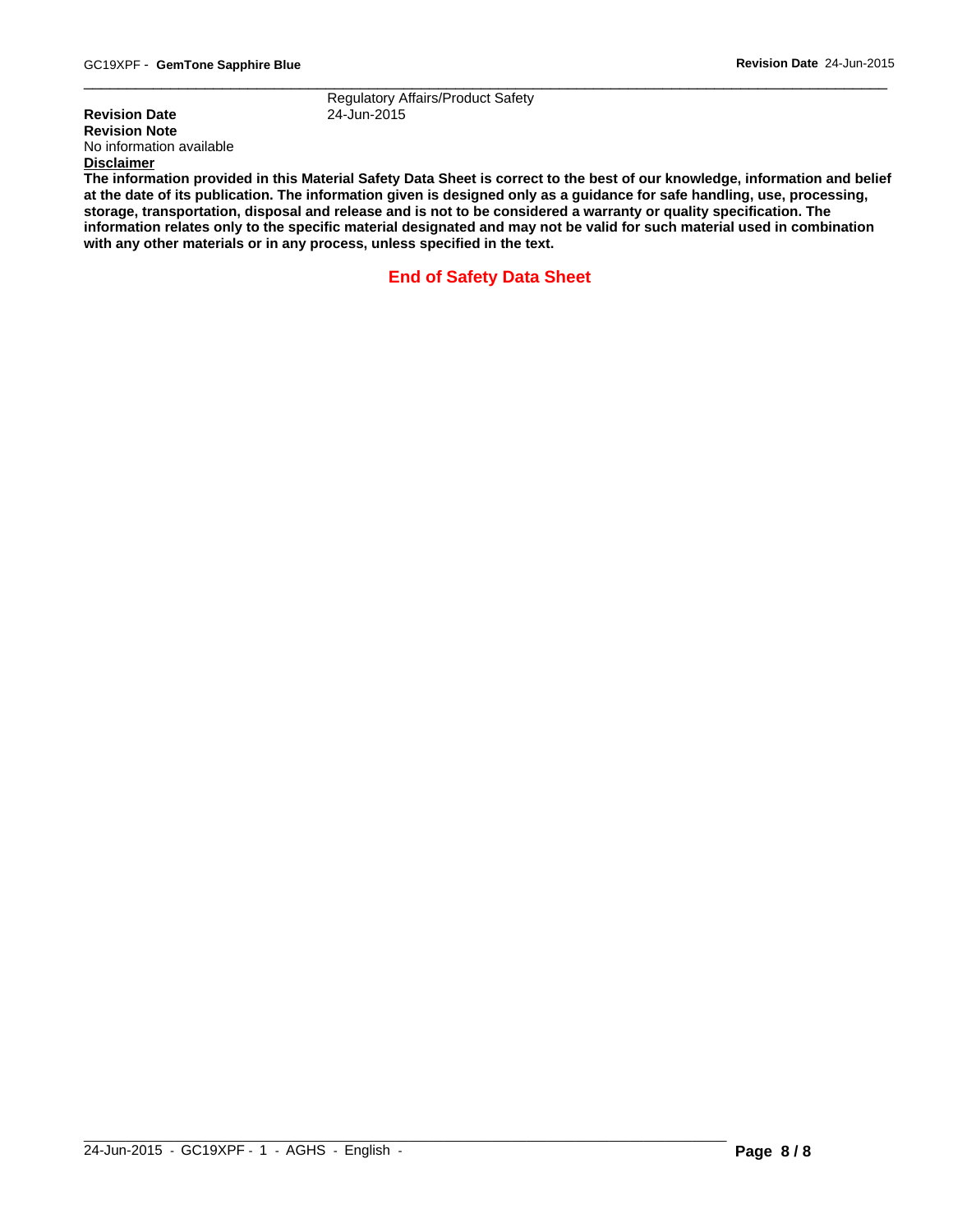Regulatory Affairs/Product Safety

**Revision Date** 24-Jun-2015

**Revision Note**

No information available

**Disclaimer**

**The information provided in this Material Safety Data Sheet is correct to the best of our knowledge, information and belief at the date of its publication. The information given is designed only as a guidance for safe handling, use, processing, storage, transportation, disposal and release and is not to be considered a warranty or quality specification. The information relates only to the specific material designated and may not be valid for such material used in combination with any other materials or in any process, unless specified in the text.**

**End of Safety Data Sheet**